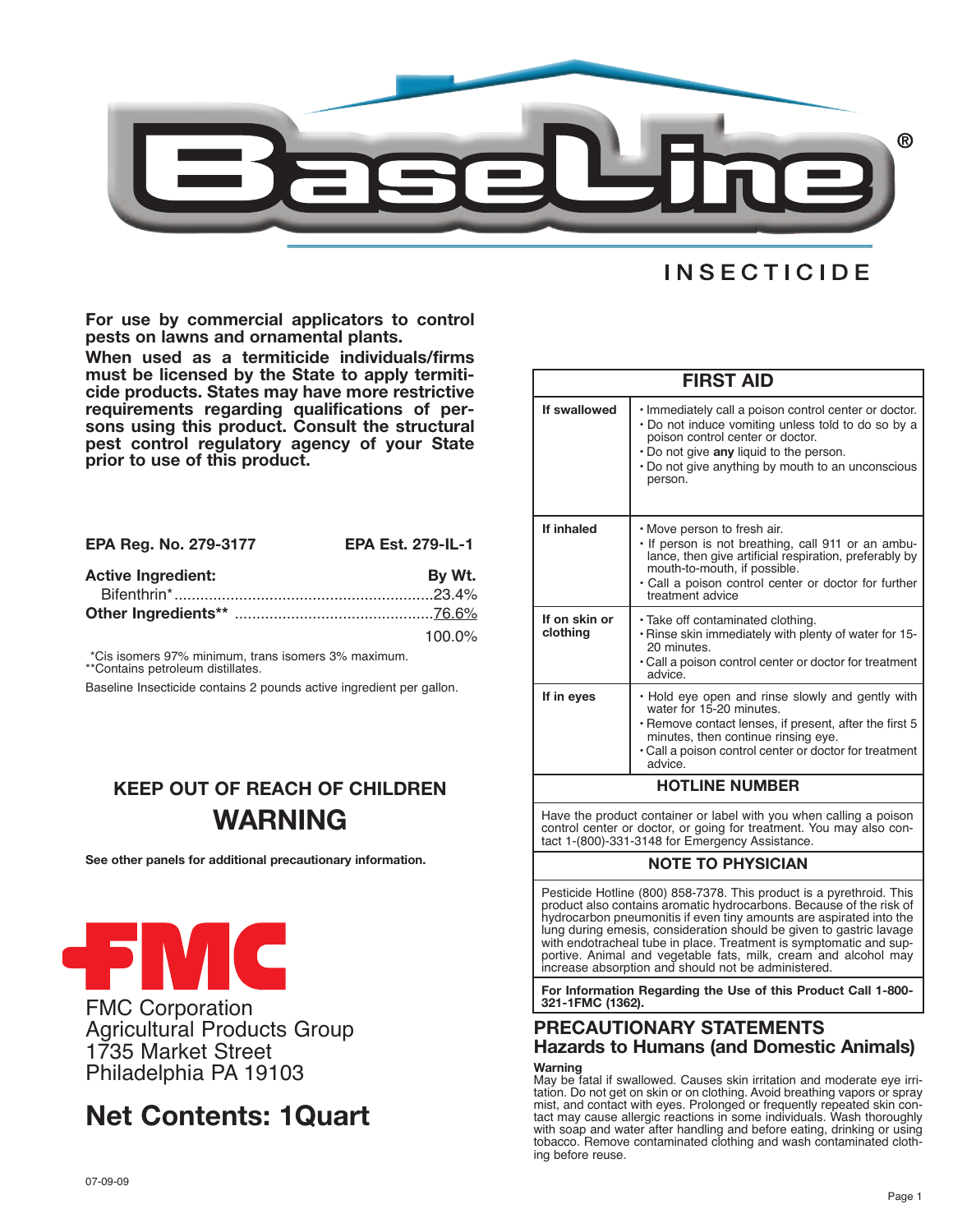# BaseLine®

## INSECTICIDE

**For use by commercial applicators to control pests on lawns and ornamental plants.**

**When used as a termiticide individuals/firms must be licensed by the State to apply termiticide products. States may have more restrictive requirements regarding qualifications of persons using this product. Consult the structural pest control regulatory agency of your State prior to use of this product.**

**EPA Reg. No. 279-3177** **EPA Est. 279-IL-1**

| **Active Ingredient:** | **By Wt.** |
|---|---|
| Bifenthrin* | 23.4% |
| **Other Ingredients**** | 76.6% |
| | 100.0% |

*Cis isomers 97% minimum, trans isomers 3% maximum.
**Contains petroleum distillates.

Baseline Insecticide contains 2 pounds active ingredient per gallon.

### KEEP OUT OF REACH OF CHILDREN

## WARNING

**See other panels for additional precautionary information.**

FMC

FMC Corporation
Agricultural Products Group
1735 Market Street
Philadelphia PA 19103

## Net Contents: 1Quart

07-09-09

| FIRST AID | |
|---|---|
| **If swallowed** | • Immediately call a poison control center or doctor.<br>• Do not induce vomiting unless told to do so by a poison control center or doctor.<br>• Do not give **any** liquid to the person.<br>• Do not give anything by mouth to an unconscious person. |
| **If inhaled** | • Move person to fresh air.<br>• If person is not breathing, call 911 or an ambulance, then give artificial respiration, preferably by mouth-to-mouth, if possible.<br>• Call a poison control center or doctor for further treatment advice. |
| **If on skin or clothing** | • Take off contaminated clothing.<br>• Rinse skin immediately with plenty of water for 15-20 minutes.<br>• Call a poison control center or doctor for treatment advice. |
| **If in eyes** | • Hold eye open and rinse slowly and gently with water for 15-20 minutes.<br>• Remove contact lenses, if present, after the first 5 minutes, then continue rinsing eye.<br>• Call a poison control center or doctor for treatment advice. |

**HOTLINE NUMBER**

Have the product container or label with you when calling a poison control center or doctor, or going for treatment. You may also contact 1-(800)-331-3148 for Emergency Assistance.

**NOTE TO PHYSICIAN**

Pesticide Hotline (800) 858-7378. This product is a pyrethroid. This product also contains aromatic hydrocarbons. Because of the risk of hydrocarbon pneumonitis if even tiny amounts are aspirated into the lung during emesis, consideration should be given to gastric lavage with endotracheal tube in place. Treatment is symptomatic and supportive. Animal and vegetable fats, milk, cream and alcohol may increase absorption and should not be administered.

**For Information Regarding the Use of this Product Call 1-800-321-1FMC (1362).**

## PRECAUTIONARY STATEMENTS
### Hazards to Humans (and Domestic Animals)

**Warning**

May be fatal if swallowed. Causes skin irritation and moderate eye irritation. Do not get on skin or on clothing. Avoid breathing vapors or spray mist, and contact with eyes. Prolonged or frequently repeated skin contact may cause allergic reactions in some individuals. Wash thoroughly with soap and water after handling and before eating, drinking or using tobacco. Remove contaminated clothing and wash contaminated clothing before reuse.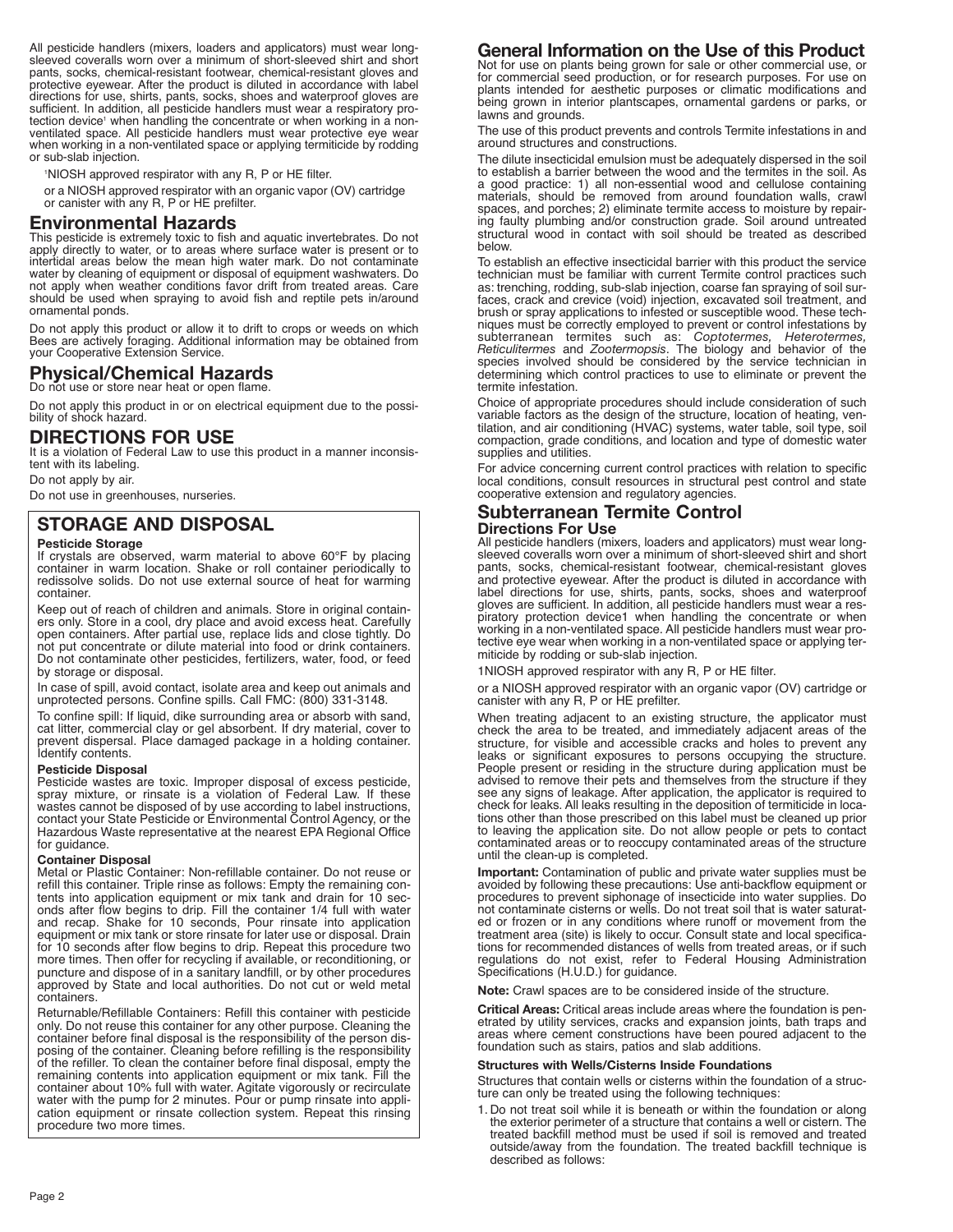All pesticide handlers (mixers, loaders and applicators) must wear long-sleeved coveralls worn over a minimum of short-sleeved shirt and short pants, socks, chemical-resistant footwear, chemical-resistant gloves and protective eyewear. After the product is diluted in accordance with label directions for use, shirts, pants, socks, shoes and waterproof gloves are sufficient. In addition, all pesticide handlers must wear a respiratory protection device[1] when handling the concentrate or when working in a non-ventilated space. All pesticide handlers must wear protective eye wear when working in a non-ventilated space or applying termiticide by rodding or sub-slab injection.

[1]NIOSH approved respirator with any R, P or HE filter.

or a NIOSH approved respirator with an organic vapor (OV) cartridge or canister with any R, P or HE prefilter.

## Environmental Hazards

This pesticide is extremely toxic to fish and aquatic invertebrates. Do not apply directly to water, or to areas where surface water is present or to intertidal areas below the mean high water mark. Do not contaminate water by cleaning of equipment or disposal of equipment washwaters. Do not apply when weather conditions favor drift from treated areas. Care should be used when spraying to avoid fish and reptile pets in/around ornamental ponds.

Do not apply this product or allow it to drift to crops or weeds on which Bees are actively foraging. Additional information may be obtained from your Cooperative Extension Service.

## Physical/Chemical Hazards

Do not use or store near heat or open flame.

Do not apply this product in or on electrical equipment due to the possibility of shock hazard.

## DIRECTIONS FOR USE

It is a violation of Federal Law to use this product in a manner inconsistent with its labeling.

Do not apply by air.

Do not use in greenhouses, nurseries.

## STORAGE AND DISPOSAL

**Pesticide Storage**

If crystals are observed, warm material to above 60°F by placing container in warm location. Shake or roll container periodically to redissolve solids. Do not use external source of heat for warming container.

Keep out of reach of children and animals. Store in original containers only. Store in a cool, dry place and avoid excess heat. Carefully open containers. After partial use, replace lids and close tightly. Do not put concentrate or dilute material into food or drink containers. Do not contaminate other pesticides, fertilizers, water, food, or feed by storage or disposal.

In case of spill, avoid contact, isolate area and keep out animals and unprotected persons. Confine spills. Call FMC: (800) 331-3148.

To confine spill: If liquid, dike surrounding area or absorb with sand, cat litter, commercial clay or gel absorbent. If dry material, cover to prevent dispersal. Place damaged package in a holding container. Identify contents.

**Pesticide Disposal**

Pesticide wastes are toxic. Improper disposal of excess pesticide, spray mixture, or rinsate is a violation of Federal Law. If these wastes cannot be disposed of by use according to label instructions, contact your State Pesticide or Environmental Control Agency, or the Hazardous Waste representative at the nearest EPA Regional Office for guidance.

**Container Disposal**

Metal or Plastic Container: Non-refillable container. Do not reuse or refill this container. Triple rinse as follows: Empty the remaining contents into application equipment or mix tank and drain for 10 seconds after flow begins to drip. Fill the container 1/4 full with water and recap. Shake for 10 seconds, Pour rinsate into application equipment or mix tank or store rinsate for later use or disposal. Drain for 10 seconds after flow begins to drip. Repeat this procedure two more times. Then offer for recycling if available, or reconditioning, or puncture and dispose of in a sanitary landfill, or by other procedures approved by State and local authorities. Do not cut or weld metal containers.

Returnable/Refillable Containers: Refill this container with pesticide only. Do not reuse this container for any other purpose. Cleaning the container before final disposal is the responsibility of the person disposing of the container. Cleaning before refilling is the responsibility of the refiller. To clean the container before final disposal, empty the remaining contents into application equipment or mix tank. Fill the container about 10% full with water. Agitate vigorously or recirculate water with the pump for 2 minutes. Pour or pump rinsate into application equipment or rinsate collection system. Repeat this rinsing procedure two more times.

## General Information on the Use of this Product

Not for use on plants being grown for sale or other commercial use, or for commercial seed production, or for research purposes. For use on plants intended for aesthetic purposes or climatic modifications and being grown in interior plantscapes, ornamental gardens or parks, or lawns and grounds.

The use of this product prevents and controls Termite infestations in and around structures and constructions.

The dilute insecticidal emulsion must be adequately dispersed in the soil to establish a barrier between the wood and the termites in the soil. As a good practice: 1) all non-essential wood and cellulose containing materials, should be removed from around foundation walls, crawl spaces, and porches; 2) eliminate termite access to moisture by repairing faulty plumbing and/or construction grade. Soil around untreated structural wood in contact with soil should be treated as described below.

To establish an effective insecticidal barrier with this product the service technician must be familiar with current Termite control practices such as: trenching, rodding, sub-slab injection, coarse fan spraying of soil surfaces, crack and crevice (void) injection, excavated soil treatment, and brush or spray applications to infested or susceptible wood. These techniques must be correctly employed to prevent or control infestations by subterranean termites such as: *Coptotermes, Heterotermes, Reticulitermes* and *Zootermopsis*. The biology and behavior of the species involved should be considered by the service technician in determining which control practices to use to eliminate or prevent the termite infestation.

Choice of appropriate procedures should include consideration of such variable factors as the design of the structure, location of heating, ventilation, and air conditioning (HVAC) systems, water table, soil type, soil compaction, grade conditions, and location and type of domestic water supplies and utilities.

For advice concerning current control practices with relation to specific local conditions, consult resources in structural pest control and state cooperative extension and regulatory agencies.

## Subterranean Termite Control

### Directions For Use

All pesticide handlers (mixers, loaders and applicators) must wear long-sleeved coveralls worn over a minimum of short-sleeved shirt and short pants, socks, chemical-resistant footwear, chemical-resistant gloves and protective eyewear. After the product is diluted in accordance with label directions for use, shirts, pants, socks, shoes and waterproof gloves are sufficient. In addition, all pesticide handlers must wear a respiratory protection device1 when handling the concentrate or when working in a non-ventilated space. All pesticide handlers must wear protective eye wear when working in a non-ventilated space or applying termiticide by rodding or sub-slab injection.

1NIOSH approved respirator with any R, P or HE filter.

or a NIOSH approved respirator with an organic vapor (OV) cartridge or canister with any R, P or HE prefilter.

When treating adjacent to an existing structure, the applicator must check the area to be treated, and immediately adjacent areas of the structure, for visible and accessible cracks and holes to prevent any leaks or significant exposures to persons occupying the structure. People present or residing in the structure during application must be advised to remove their pets and themselves from the structure if they see any signs of leakage. After application, the applicator is required to check for leaks. All leaks resulting in the deposition of termiticide in locations other than those prescribed on this label must be cleaned up prior to leaving the application site. Do not allow people or pets to contact contaminated areas or to reoccupy contaminated areas of the structure until the clean-up is completed.

**Important:** Contamination of public and private water supplies must be avoided by following these precautions: Use anti-backflow equipment or procedures to prevent siphonage of insecticide into water supplies. Do not contaminate cisterns or wells. Do not treat soil that is water saturated or frozen or in any conditions where runoff or movement from the treatment area (site) is likely to occur. Consult state and local specifications for recommended distances of wells from treated areas, or if such regulations do not exist, refer to Federal Housing Administration Specifications (H.U.D.) for guidance.

**Note:** Crawl spaces are to be considered inside of the structure.

**Critical Areas:** Critical areas include areas where the foundation is penetrated by utility services, cracks and expansion joints, bath traps and areas where cement constructions have been poured adjacent to the foundation such as stairs, patios and slab additions.

**Structures with Wells/Cisterns Inside Foundations**

Structures that contain wells or cisterns within the foundation of a structure can only be treated using the following techniques:

1. Do not treat soil while it is beneath or within the foundation or along the exterior perimeter of a structure that contains a well or cistern. The treated backfill method must be used if soil is removed and treated outside/away from the foundation. The treated backfill technique is described as follows: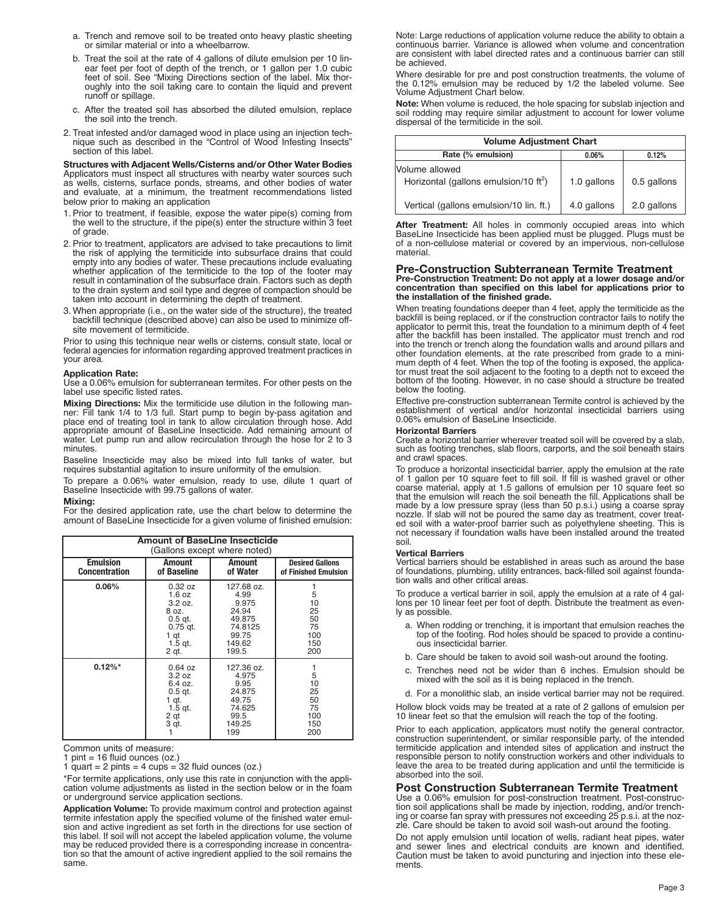a. Trench and remove soil to be treated onto heavy plastic sheeting or similar material or into a wheelbarrow.

b. Treat the soil at the rate of 4 gallons of dilute emulsion per 10 linear feet per foot of depth of the trench, or 1 gallon per 1.0 cubic feet of soil. See "Mixing Directions section of the label. Mix thoroughly into the soil taking care to contain the liquid and prevent runoff or spillage.

c. After the treated soil has absorbed the diluted emulsion, replace the soil into the trench.

2. Treat infested and/or damaged wood in place using an injection technique such as described in the "Control of Wood Infesting Insects" section of this label.

**Structures with Adjacent Wells/Cisterns and/or Other Water Bodies**

Applicators must inspect all structures with nearby water sources such as wells, cisterns, surface ponds, streams, and other bodies of water and evaluate, at a minimum, the treatment recommendations listed below prior to making an application

1. Prior to treatment, if feasible, expose the water pipe(s) coming from the well to the structure, if the pipe(s) enter the structure within 3 feet of grade.
2. Prior to treatment, applicators are advised to take precautions to limit the risk of applying the termiticide into subsurface drains that could empty into any bodies of water. These precautions include evaluating whether application of the termiticide to the top of the footer may result in contamination of the subsurface drain. Factors such as depth to the drain system and soil type and degree of compaction should be taken into account in determining the depth of treatment.
3. When appropriate (i.e., on the water side of the structure), the treated backfill technique (described above) can also be used to minimize off-site movement of termiticide.

Prior to using this technique near wells or cisterns, consult state, local or federal agencies for information regarding approved treatment practices in your area.

**Application Rate:**

Use a 0.06% emulsion for subterranean termites. For other pests on the label use specific listed rates.

**Mixing Directions:** Mix the termiticide use dilution in the following manner: Fill tank 1/4 to 1/3 full. Start pump to begin by-pass agitation and place end of treating tool in tank to allow circulation through hose. Add appropriate amount of BaseLine Insecticide. Add remaining amount of water. Let pump run and allow recirculation through the hose for 2 to 3 minutes.

Baseline Insecticide may also be mixed into full tanks of water, but requires substantial agitation to insure uniformity of the emulsion.

To prepare a 0.06% water emulsion, ready to use, dilute 1 quart of Baseline Insecticide with 99.75 gallons of water.

**Mixing:**

For the desired application rate, use the chart below to determine the amount of BaseLine Insecticide for a given volume of finished emulsion:

| Amount of BaseLine Insecticide (Gallons except where noted) | | | |
|---|---|---|---|
| **Emulsion Concentration** | **Amount of Baseline** | **Amount of Water** | **Desired Gallons of Finished Emulsion** |
| **0.06%** | 0.32 oz | 127.68 oz. | 1 |
| | 1.6 oz | 4.99 | 5 |
| | 3.2 oz. | 9.975 | 10 |
| | 8 oz. | 24.94 | 25 |
| | 0.5 qt. | 49.875 | 50 |
| | 0.75 qt. | 74.8125 | 75 |
| | 1 qt | 99.75 | 100 |
| | 1.5 qt. | 149.62 | 150 |
| | 2 qt. | 199.5 | 200 |
| **0.12%*** | 0.64 oz | 127.36 oz. | 1 |
| | 3.2 oz | 4.975 | 5 |
| | 6.4 oz. | 9.95 | 10 |
| | 0.5 qt. | 24.875 | 25 |
| | 1 qt. | 49.75 | 50 |
| | 1.5 qt. | 74.625 | 75 |
| | 2 qt | 99.5 | 100 |
| | 3 qt. | 149.25 | 150 |
| | 1 | 199 | 200 |

Common units of measure:
1 pint = 16 fluid ounces (oz.)
1 quart = 2 pints = 4 cups = 32 fluid ounces (oz.)

*For termite applications, only use this rate in conjunction with the application volume adjustments as listed in the section below or in the foam or underground service application sections.

**Application Volume:** To provide maximum control and protection against termite infestation apply the specified volume of the finished water emulsion and active ingredient as set forth in the directions for use section of this label. If soil will not accept the labeled application volume, the volume may be reduced provided there is a corresponding increase in concentration so that the amount of active ingredient applied to the soil remains the same.

Note: Large reductions of application volume reduce the ability to obtain a continuous barrier. Variance is allowed when volume and concentration are consistent with label directed rates and a continuous barrier can still be achieved.

Where desirable for pre and post construction treatments, the volume of the 0.12% emulsion may be reduced by 1/2 the labeled volume. See Volume Adjustment Chart below.

**Note:** When volume is reduced, the hole spacing for subslab injection and soil rodding may require similar adjustment to account for lower volume dispersal of the termiticide in the soil.

| Volume Adjustment Chart | | |
|---|---|---|
| **Rate (% emulsion)** | **0.06%** | **0.12%** |
| Volume allowed | | |
| Horizontal (gallons emulsion/10 ft$^2$) | 1.0 gallons | 0.5 gallons |
| Vertical (gallons emulsion/10 lin. ft.) | 4.0 gallons | 2.0 gallons |

**After Treatment:** All holes in commonly occupied areas into which BaseLine Insecticide has been applied must be plugged. Plugs must be of a non-cellulose material or covered by an impervious, non-cellulose material.

## Pre-Construction Subterranean Termite Treatment

**Pre-Construction Treatment: Do not apply at a lower dosage and/or concentration than specified on this label for applications prior to the installation of the finished grade.**

When treating foundations deeper than 4 feet, apply the termiticide as the backfill is being replaced, or if the construction contractor fails to notify the applicator to permit this, treat the foundation to a minimum depth of 4 feet after the backfill has been installed. The applicator must trench and rod into the trench or trench along the foundation walls and around pillars and other foundation elements, at the rate prescribed from grade to a minimum depth of 4 feet. When the top of the footing is exposed, the applicator must treat the soil adjacent to the footing to a depth not to exceed the bottom of the footing. However, in no case should a structure be treated below the footing.

Effective pre-construction subterranean Termite control is achieved by the establishment of vertical and/or horizontal insecticidal barriers using 0.06% emulsion of BaseLine Insecticide.

**Horizontal Barriers**

Create a horizontal barrier wherever treated soil will be covered by a slab, such as footing trenches, slab floors, carports, and the soil beneath stairs and crawl spaces.

To produce a horizontal insecticidal barrier, apply the emulsion at the rate of 1 gallon per 10 square feet to fill soil. If fill is washed gravel or other coarse material, apply at 1.5 gallons of emulsion per 10 square feet so that the emulsion will reach the soil beneath the fill. Applications shall be made by a low pressure spray (less than 50 p.s.i.) using a coarse spray nozzle. If slab will not be poured the same day as treatment, cover treated soil with a water-proof barrier such as polyethylene sheeting. This is not necessary if foundation walls have been installed around the treated soil.

**Vertical Barriers**

Vertical barriers should be established in areas such as around the base of foundations, plumbing, utility entrances, back-filled soil against foundation walls and other critical areas.

To produce a vertical barrier in soil, apply the emulsion at a rate of 4 gallons per 10 linear feet per foot of depth. Distribute the treatment as evenly as possible.

a. When rodding or trenching, it is important that emulsion reaches the top of the footing. Rod holes should be spaced to provide a continuous insecticidal barrier.

b. Care should be taken to avoid soil wash-out around the footing.

c. Trenches need not be wider than 6 inches. Emulsion should be mixed with the soil as it is being replaced in the trench.

d. For a monolithic slab, an inside vertical barrier may not be required.

Hollow block voids may be treated at a rate of 2 gallons of emulsion per 10 linear feet so that the emulsion will reach the top of the footing.

Prior to each application, applicators must notify the general contractor, construction superintendent, or similar responsible party, of the intended termiticide application and intended sites of application and instruct the responsible person to notify construction workers and other individuals to leave the area to be treated during application and until the termiticide is absorbed into the soil.

## Post Construction Subterranean Termite Treatment

Use a 0.06% emulsion for post-construction treatment. Post-construction soil applications shall be made by injection, rodding, and/or trenching or coarse fan spray with pressures not exceeding 25 p.s.i. at the nozzle. Care should be taken to avoid soil wash-out around the footing.

Do not apply emulsion until location of wells, radiant heat pipes, water and sewer lines and electrical conduits are known and identified. Caution must be taken to avoid puncturing and injection into these elements.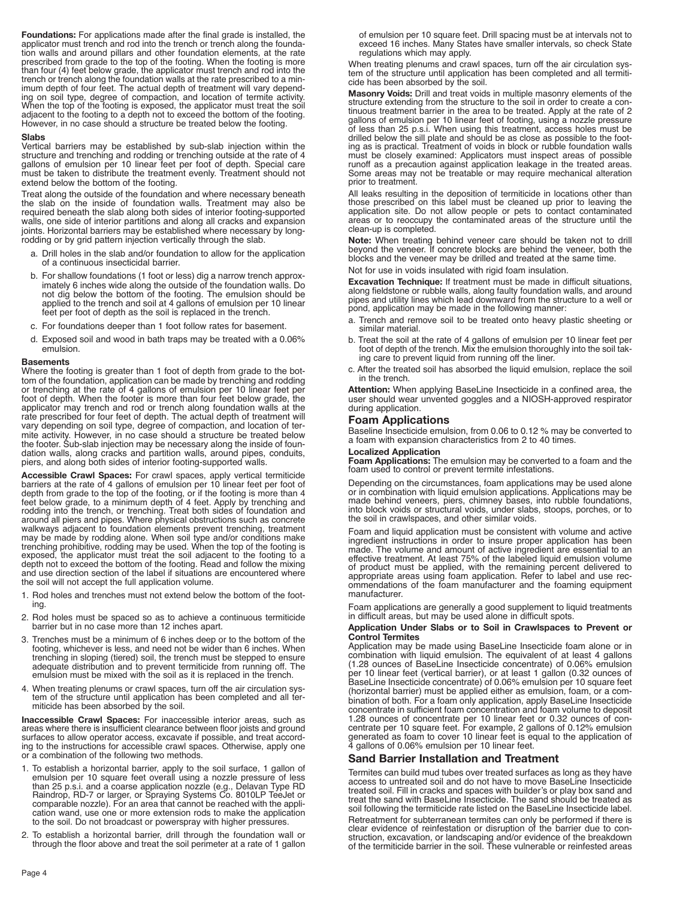**Foundations:** For applications made after the final grade is installed, the applicator must trench and rod into the trench or trench along the foundation walls and around pillars and other foundation elements, at the rate prescribed from grade to the top of the footing. When the footing is more than four (4) feet below grade, the applicator must trench and rod into the trench or trench along the foundation walls at the rate prescribed to a minimum depth of four feet. The actual depth of treatment will vary depending on soil type, degree of compaction, and location of termite activity. When the top of the footing is exposed, the applicator must treat the soil adjacent to the footing to a depth not to exceed the bottom of the footing. However, in no case should a structure be treated below the footing.

**Slabs**

Vertical barriers may be established by sub-slab injection within the structure and trenching and rodding or trenching outside at the rate of 4 gallons of emulsion per 10 linear feet per foot of depth. Special care must be taken to distribute the treatment evenly. Treatment should not extend below the bottom of the footing.

Treat along the outside of the foundation and where necessary beneath the slab on the inside of foundation walls. Treatment may also be required beneath the slab along both sides of interior footing-supported walls, one side of interior partitions and along all cracks and expansion joints. Horizontal barriers may be established where necessary by long-rodding or by grid pattern injection vertically through the slab.

a. Drill holes in the slab and/or foundation to allow for the application of a continuous insecticidal barrier.

b. For shallow foundations (1 foot or less) dig a narrow trench approximately 6 inches wide along the outside of the foundation walls. Do not dig below the bottom of the footing. The emulsion should be applied to the trench and soil at 4 gallons of emulsion per 10 linear feet per foot of depth as the soil is replaced in the trench.

c. For foundations deeper than 1 foot follow rates for basement.

d. Exposed soil and wood in bath traps may be treated with a 0.06% emulsion.

**Basements**

Where the footing is greater than 1 foot of depth from grade to the bottom of the foundation, application can be made by trenching and rodding or trenching at the rate of 4 gallons of emulsion per 10 linear feet per foot of depth. When the footer is more than four feet below grade, the applicator may trench and rod or trench along foundation walls at the rate prescribed for four feet of depth. The actual depth of treatment will vary depending on soil type, degree of compaction, and location of termite activity. However, in no case should a structure be treated below the footer. Sub-slab injection may be necessary along the inside of foundation walls, along cracks and partition walls, around pipes, conduits, piers, and along both sides of interior footing-supported walls.

**Accessible Crawl Spaces:** For crawl spaces, apply vertical termiticide barriers at the rate of 4 gallons of emulsion per 10 linear feet per foot of depth from grade to the top of the footing, or if the footing is more than 4 feet below grade, to a minimum depth of 4 feet. Apply by trenching and rodding into the trench, or trenching. Treat both sides of foundation and around all piers and pipes. Where physical obstructions such as concrete walkways adjacent to foundation elements prevent trenching, treatment may be made by rodding alone. When soil type and/or conditions make trenching prohibitive, rodding may be used. When the top of the footing is exposed, the applicator must treat the soil adjacent to the footing to a depth not to exceed the bottom of the footing. Read and follow the mixing and use direction section of the label if situations are encountered where the soil will not accept the full application volume.

1. Rod holes and trenches must not extend below the bottom of the footing.
2. Rod holes must be spaced so as to achieve a continuous termiticide barrier but in no case more than 12 inches apart.
3. Trenches must be a minimum of 6 inches deep or to the bottom of the footing, whichever is less, and need not be wider than 6 inches. When trenching in sloping (tiered) soil, the trench must be stepped to ensure adequate distribution and to prevent termiticide from running off. The emulsion must be mixed with the soil as it is replaced in the trench.
4. When treating plenums or crawl spaces, turn off the air circulation system of the structure until application has been completed and all termiticide has been absorbed by the soil.

**Inaccessible Crawl Spaces:** For inaccessible interior areas, such as areas where there is insufficient clearance between floor joists and ground surfaces to allow operator access, excavate if possible, and treat according to the instructions for accessible crawl spaces. Otherwise, apply one or a combination of the following two methods.

1. To establish a horizontal barrier, apply to the soil surface, 1 gallon of emulsion per 10 square feet overall using a nozzle pressure of less than 25 p.s.i. and a coarse application nozzle (e.g., Delavan Type RD Raindrop, RD-7 or larger, or Spraying Systems Co. 8010LP TeeJet or comparable nozzle). For an area that cannot be reached with the application wand, use one or more extension rods to make the application to the soil. Do not broadcast or powerspray with higher pressures.
2. To establish a horizontal barrier, drill through the foundation wall or through the floor above and treat the soil perimeter at a rate of 1 gallon of emulsion per 10 square feet. Drill spacing must be at intervals not to exceed 16 inches. Many States have smaller intervals, so check State regulations which may apply.

When treating plenums and crawl spaces, turn off the air circulation system of the structure until application has been completed and all termiticide has been absorbed by the soil.

**Masonry Voids:** Drill and treat voids in multiple masonry elements of the structure extending from the structure to the soil in order to create a continuous treatment barrier in the area to be treated. Apply at the rate of 2 gallons of emulsion per 10 linear feet of footing, using a nozzle pressure of less than 25 p.s.i. When using this treatment, access holes must be drilled below the sill plate and should be as close as possible to the footing as is practical. Treatment of voids in block or rubble foundation walls must be closely examined: Applicators must inspect areas of possible runoff as a precaution against application leakage in the treated areas. Some areas may not be treatable or may require mechanical alteration prior to treatment.

All leaks resulting in the deposition of termiticide in locations other than those prescribed on this label must be cleaned up prior to leaving the application site. Do not allow people or pets to contact contaminated areas or to reoccupy the contaminated areas of the structure until the clean-up is completed.

**Note:** When treating behind veneer care should be taken not to drill beyond the veneer. If concrete blocks are behind the veneer, both the blocks and the veneer may be drilled and treated at the same time.

Not for use in voids insulated with rigid foam insulation.

**Excavation Technique:** If treatment must be made in difficult situations, along fieldstone or rubble walls, along faulty foundation walls, and around pipes and utility lines which lead downward from the structure to a well or pond, application may be made in the following manner:

a. Trench and remove soil to be treated onto heavy plastic sheeting or similar material.

b. Treat the soil at the rate of 4 gallons of emulsion per 10 linear feet per foot of depth of the trench. Mix the emulsion thoroughly into the soil taking care to prevent liquid from running off the liner.

c. After the treated soil has absorbed the liquid emulsion, replace the soil in the trench.

**Attention:** When applying BaseLine Insecticide in a confined area, the user should wear unvented goggles and a NIOSH-approved respirator during application.

## Foam Applications

Baseline Insecticide emulsion, from 0.06 to 0.12 % may be converted to a foam with expansion characteristics from 2 to 40 times.

**Localized Application**

**Foam Applications:** The emulsion may be converted to a foam and the foam used to control or prevent termite infestations.

Depending on the circumstances, foam applications may be used alone or in combination with liquid emulsion applications. Applications may be made behind veneers, piers, chimney bases, into rubble foundations, into block voids or structural voids, under slabs, stoops, porches, or to the soil in crawlspaces, and other similar voids.

Foam and liquid application must be consistent with volume and active ingredient instructions in order to insure proper application has been made. The volume and amount of active ingredient are essential to an effective treatment. At least 75% of the labeled liquid emulsion volume of product must be applied, with the remaining percent delivered to appropriate areas using foam application. Refer to label and use recommendations of the foam manufacturer and the foaming equipment manufacturer.

Foam applications are generally a good supplement to liquid treatments in difficult areas, but may be used alone in difficult spots.

**Application Under Slabs or to Soil in Crawlspaces to Prevent or Control Termites**

Application may be made using BaseLine Insecticide foam alone or in combination with liquid emulsion. The equivalent of at least 4 gallons (1.28 ounces of BaseLine Insecticide concentrate) of 0.06% emulsion per 10 linear feet (vertical barrier), or at least 1 gallon (0.32 ounces of BaseLine Insecticide concentrate) of 0.06% emulsion per 10 square feet (horizontal barrier) must be applied either as emulsion, foam, or a combination of both. For a foam only application, apply BaseLine Insecticide concentrate in sufficient foam concentration and foam volume to deposit 1.28 ounces of concentrate per 10 linear feet or 0.32 ounces of concentrate per 10 square feet. For example, 2 gallons of 0.12% emulsion generated as foam to cover 10 linear feet is equal to the application of 4 gallons of 0.06% emulsion per 10 linear feet.

## Sand Barrier Installation and Treatment

Termites can build mud tubes over treated surfaces as long as they have access to untreated soil and do not have to move BaseLine Insecticide treated soil. Fill in cracks and spaces with builder's or play box sand and treat the sand with BaseLine Insecticide. The sand should be treated as soil following the termiticide rate listed on the BaseLine Insecticide label.

Retreatment for subterranean termites can only be performed if there is clear evidence of reinfestation or disruption of the barrier due to construction, excavation, or landscaping and/or evidence of the breakdown of the termiticide barrier in the soil. These vulnerable or reinfested areas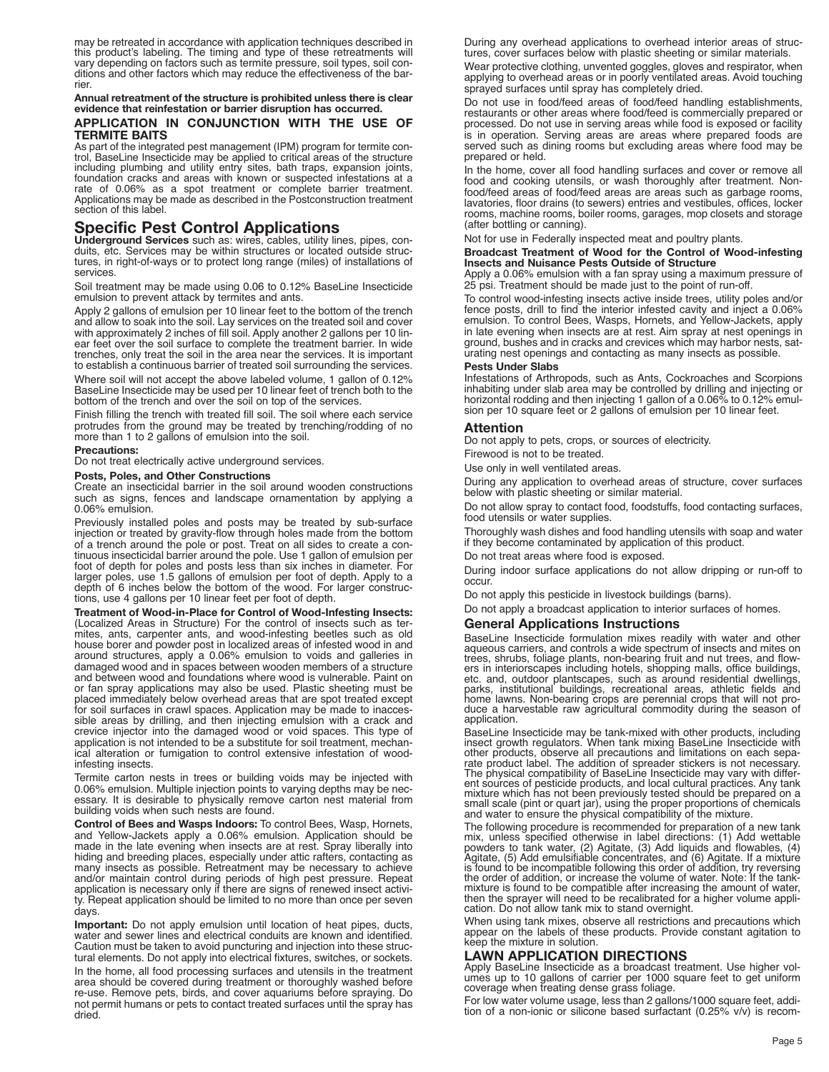may be retreated in accordance with application techniques described in this product's labeling. The timing and type of these retreatments will vary depending on factors such as termite pressure, soil types, soil conditions and other factors which may reduce the effectiveness of the barrier.

**Annual retreatment of the structure is prohibited unless there is clear evidence that reinfestation or barrier disruption has occurred.**

### APPLICATION IN CONJUNCTION WITH THE USE OF TERMITE BAITS

As part of the integrated pest management (IPM) program for termite control, BaseLine Insecticide may be applied to critical areas of the structure including plumbing and utility entry sites, bath traps, expansion joints, foundation cracks and areas with known or suspected infestations at a rate of 0.06% as a spot treatment or complete barrier treatment. Applications may be made as described in the Postconstruction treatment section of this label.

## Specific Pest Control Applications

**Underground Services** such as: wires, cables, utility lines, pipes, conduits, etc. Services may be within structures or located outside structures, in right-of-ways or to protect long range (miles) of installations of services.

Soil treatment may be made using 0.06 to 0.12% BaseLine Insecticide emulsion to prevent attack by termites and ants.

Apply 2 gallons of emulsion per 10 linear feet to the bottom of the trench and allow to soak into the soil. Lay services on the treated soil and cover with approximately 2 inches of fill soil. Apply another 2 gallons per 10 linear feet over the soil surface to complete the treatment barrier. In wide trenches, only treat the soil in the area near the services. It is important to establish a continuous barrier of treated soil surrounding the services.

Where soil will not accept the above labeled volume, 1 gallon of 0.12% BaseLine Insecticide may be used per 10 linear feet of trench both to the bottom of the trench and over the soil on top of the services.

Finish filling the trench with treated fill soil. The soil where each service protrudes from the ground may be treated by trenching/rodding of no more than 1 to 2 gallons of emulsion into the soil.

**Precautions:**

Do not treat electrically active underground services.

**Posts, Poles, and Other Constructions**

Create an insecticidal barrier in the soil around wooden constructions such as signs, fences and landscape ornamentation by applying a 0.06% emulsion.

Previously installed poles and posts may be treated by sub-surface injection or treated by gravity-flow through holes made from the bottom of a trench around the pole or post. Treat on all sides to create a continuous insecticidal barrier around the pole. Use 1 gallon of emulsion per foot of depth for poles and posts less than six inches in diameter. For larger poles, use 1.5 gallons of emulsion per foot of depth. Apply to a depth of 6 inches below the bottom of the wood. For larger constructions, use 4 gallons per 10 linear feet per foot of depth.

**Treatment of Wood-in-Place for Control of Wood-Infesting Insects:** (Localized Areas in Structure) For the control of insects such as termites, ants, carpenter ants, and wood-infesting beetles such as old house borer and powder post in localized areas of infested wood in and around structures, apply a 0.06% emulsion to voids and galleries in damaged wood and in spaces between wooden members of a structure and between wood and foundations where wood is vulnerable. Paint on or fan spray applications may also be used. Plastic sheeting must be placed immediately below overhead areas that are spot treated except for soil surfaces in crawl spaces. Application may be made to inaccessible areas by drilling, and then injecting emulsion with a crack and crevice injector into the damaged wood or void spaces. This type of application is not intended to be a substitute for soil treatment, mechanical alteration or fumigation to control extensive infestation of wood-infesting insects.

Termite carton nests in trees or building voids may be injected with 0.06% emulsion. Multiple injection points to varying depths may be necessary. It is desirable to physically remove carton nest material from building voids when such nests are found.

**Control of Bees and Wasps Indoors:** To control Bees, Wasp, Hornets, and Yellow-Jackets apply a 0.06% emulsion. Application should be made in the late evening when insects are at rest. Spray liberally into hiding and breeding places, especially under attic rafters, contacting as many insects as possible. Retreatment may be necessary to achieve and/or maintain control during periods of high pest pressure. Repeat application is necessary only if there are signs of renewed insect activity. Repeat application should be limited to no more than once per seven days.

**Important:** Do not apply emulsion until location of heat pipes, ducts, water and sewer lines and electrical conduits are known and identified. Caution must be taken to avoid puncturing and injection into these structural elements. Do not apply into electrical fixtures, switches, or sockets.

In the home, all food processing surfaces and utensils in the treatment area should be covered during treatment or thoroughly washed before re-use. Remove pets, birds, and cover aquariums before spraying. Do not permit humans or pets to contact treated surfaces until the spray has dried.

During any overhead applications to overhead interior areas of structures, cover surfaces below with plastic sheeting or similar materials.

Wear protective clothing, unvented goggles, gloves and respirator, when applying to overhead areas or in poorly ventilated areas. Avoid touching sprayed surfaces until spray has completely dried.

Do not use in food/feed areas of food/feed handling establishments, restaurants or other areas where food/feed is commercially prepared or processed. Do not use in serving areas while food is exposed or facility is in operation. Serving areas are areas where prepared foods are served such as dining rooms but excluding areas where food may be prepared or held.

In the home, cover all food handling surfaces and cover or remove all food and cooking utensils, or wash thoroughly after treatment. Non-food/feed areas of food/feed areas are areas such as garbage rooms, lavatories, floor drains (to sewers) entries and vestibules, offices, locker rooms, machine rooms, boiler rooms, garages, mop closets and storage (after bottling or canning).

Not for use in Federally inspected meat and poultry plants.

**Broadcast Treatment of Wood for the Control of Wood-infesting Insects and Nuisance Pests Outside of Structure**

Apply a 0.06% emulsion with a fan spray using a maximum pressure of 25 psi. Treatment should be made just to the point of run-off.

To control wood-infesting insects active inside trees, utility poles and/or fence posts, drill to find the interior infested cavity and inject a 0.06% emulsion. To control Bees, Wasps, Hornets, and Yellow-Jackets, apply in late evening when insects are at rest. Aim spray at nest openings in ground, bushes and in cracks and crevices which may harbor nests, saturating nest openings and contacting as many insects as possible.

**Pests Under Slabs**

Infestations of Arthropods, such as Ants, Cockroaches and Scorpions inhabiting under slab area may be controlled by drilling and injecting or horizontal rodding and then injecting 1 gallon of a 0.06% to 0.12% emulsion per 10 square feet or 2 gallons of emulsion per 10 linear feet.

### Attention

Do not apply to pets, crops, or sources of electricity.

Firewood is not to be treated.

Use only in well ventilated areas.

During any application to overhead areas of structure, cover surfaces below with plastic sheeting or similar material.

Do not allow spray to contact food, foodstuffs, food contacting surfaces, food utensils or water supplies.

Thoroughly wash dishes and food handling utensils with soap and water if they become contaminated by application of this product.

Do not treat areas where food is exposed.

During indoor surface applications do not allow dripping or run-off to occur.

Do not apply this pesticide in livestock buildings (barns).

Do not apply a broadcast application to interior surfaces of homes.

### General Applications Instructions

BaseLine Insecticide formulation mixes readily with water and other aqueous carriers, and controls a wide spectrum of insects and mites on trees, shrubs, foliage plants, non-bearing fruit and nut trees, and flowers in interiorscapes including hotels, shopping malls, office buildings, etc. and, outdoor plantscapes, such as around residential dwellings, parks, institutional buildings, recreational areas, athletic fields and home lawns. Non-bearing crops are perennial crops that will not produce a harvestable raw agricultural commodity during the season of application.

BaseLine Insecticide may be tank-mixed with other products, including insect growth regulators. When tank mixing BaseLine Insecticide with other products, observe all precautions and limitations on each separate product label. The addition of spreader stickers is not necessary. The physical compatibility of BaseLine Insecticide may vary with different sources of pesticide products, and local cultural practices. Any tank mixture which has not been previously tested should be prepared on a small scale (pint or quart jar), using the proper proportions of chemicals and water to ensure the physical compatibility of the mixture.

The following procedure is recommended for preparation of a new tank mix, unless specified otherwise in label directions: (1) Add wettable powders to tank water, (2) Agitate, (3) Add liquids and flowables, (4) Agitate, (5) Add emulsifiable concentrates, and (6) Agitate. If a mixture is found to be incompatible following this order of addition, try reversing the order of addition, or increase the volume of water. Note: If the tank-mixture is found to be compatible after increasing the amount of water, then the sprayer will need to be recalibrated for a higher volume application. Do not allow tank mix to stand overnight.

When using tank mixes, observe all restrictions and precautions which appear on the labels of these products. Provide constant agitation to keep the mixture in solution.

### LAWN APPLICATION DIRECTIONS

Apply BaseLine Insecticide as a broadcast treatment. Use higher volumes up to 10 gallons of carrier per 1000 square feet to get uniform coverage when treating dense grass foliage.

For low water volume usage, less than 2 gallons/1000 square feet, addition of a non-ionic or silicone based surfactant (0.25% v/v) is recom-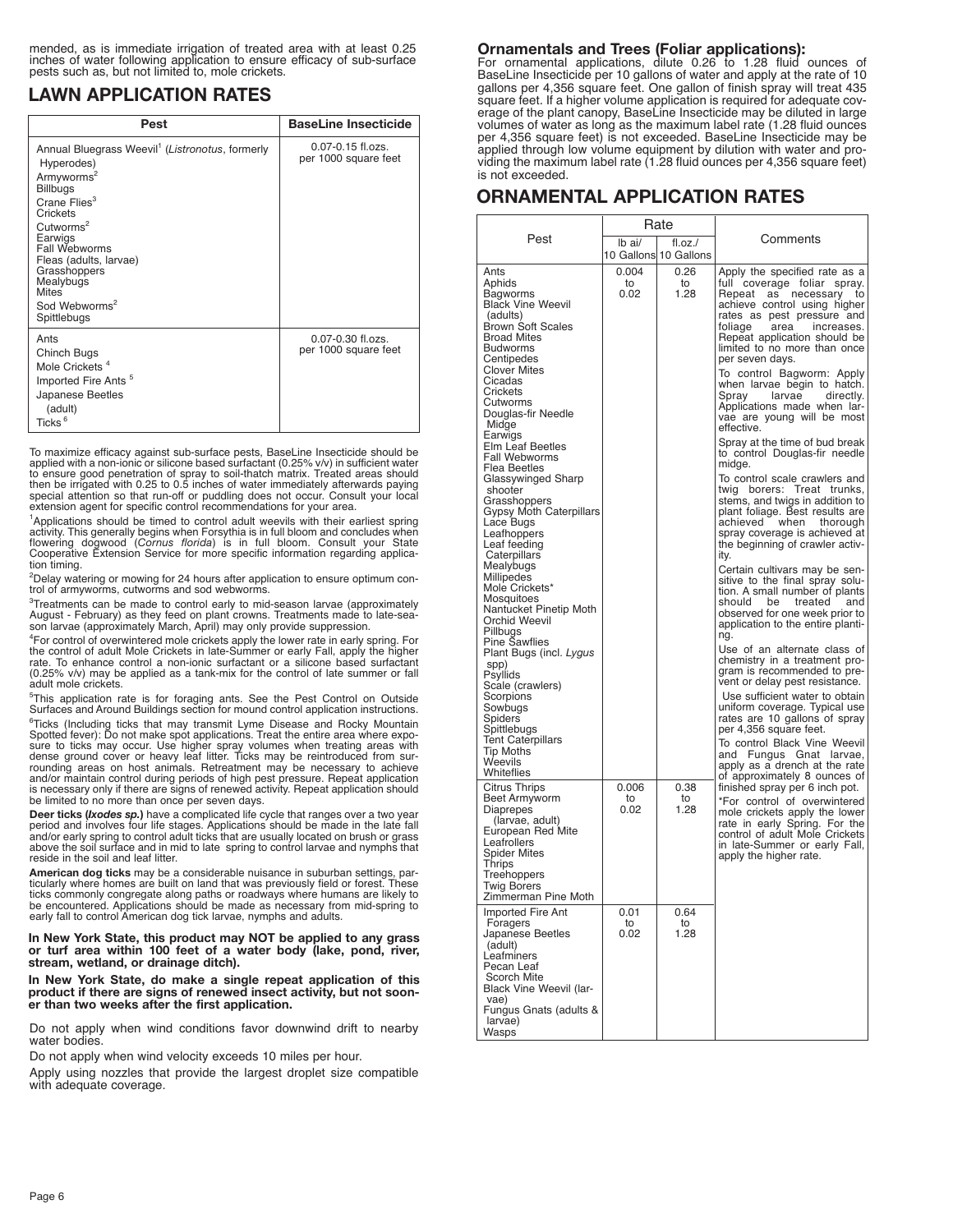mended, as is immediate irrigation of treated area with at least 0.25 inches of water following application to ensure efficacy of sub-surface pests such as, but not limited to, mole crickets.

## LAWN APPLICATION RATES

| Pest | BaseLine Insecticide |
|---|---|
| Annual Bluegrass Weevil[1] (*Listronotus*, formerly Hyperodes)<br>Armyworms[2]<br>Billbugs<br>Crane Flies[3]<br>Crickets<br>Cutworms[2]<br>Earwigs<br>Fall Webworms<br>Fleas (adults, larvae)<br>Grasshoppers<br>Mealybugs<br>Mites<br>Sod Webworms[2]<br>Spittlebugs | 0.07-0.15 fl.ozs. per 1000 square feet |
| Ants<br>Chinch Bugs<br>Mole Crickets [4]<br>Imported Fire Ants [5]<br>Japanese Beetles (adult)<br>Ticks [6] | 0.07-0.30 fl.ozs. per 1000 square feet |

To maximize efficacy against sub-surface pests, BaseLine Insecticide should be applied with a non-ionic or silicone based surfactant (0.25% v/v) in sufficient water to ensure good penetration of spray to soil-thatch matrix. Treated areas should then be irrigated with 0.25 to 0.5 inches of water immediately afterwards paying special attention so that run-off or puddling does not occur. Consult your local extension agent for specific control recommendations for your area.

[1]Applications should be timed to control adult weevils with their earliest spring activity. This generally begins when Forsythia is in full bloom and concludes when flowering dogwood (*Cornus florida*) is in full bloom. Consult your State Cooperative Extension Service for more specific information regarding application timing.

[2]Delay watering or mowing for 24 hours after application to ensure optimum control of armyworms, cutworms and sod webworms.

[3]Treatments can be made to control early to mid-season larvae (approximately August - February) as they feed on plant crowns. Treatments made to late-season larvae (approximately March, April) may only provide suppression.

[4]For control of overwintered mole crickets apply the lower rate in early spring. For the control of adult Mole Crickets in late-Summer or early Fall, apply the higher rate. To enhance control a non-ionic surfactant or a silicone based surfactant (0.25% v/v) may be applied as a tank-mix for the control of late summer or fall adult mole crickets.

[5]This application rate is for foraging ants. See the Pest Control on Outside Surfaces and Around Buildings section for mound control application instructions.

[6]Ticks (Including ticks that may transmit Lyme Disease and Rocky Mountain Spotted fever): Do not make spot applications. Treat the entire area where exposure to ticks may occur. Use higher spray volumes when treating areas with dense ground cover or heavy leaf litter. Ticks may be reintroduced from surrounding areas on host animals. Retreatment may be necessary to achieve and/or maintain control during periods of high pest pressure. Repeat application is necessary only if there are signs of renewed activity. Repeat application should be limited to no more than once per seven days.

**Deer ticks (*Ixodes sp.*)** have a complicated life cycle that ranges over a two year period and involves four life stages. Applications should be made in the late fall and/or early spring to control adult ticks that are usually located on brush or grass above the soil surface and in mid to late spring to control larvae and nymphs that reside in the soil and leaf litter.

**American dog ticks** may be a considerable nuisance in suburban settings, particularly where homes are built on land that was previously field or forest. These ticks commonly congregate along paths or roadways where humans are likely to be encountered. Applications should be made as necessary from mid-spring to early fall to control American dog tick larvae, nymphs and adults.

**In New York State, this product may NOT be applied to any grass or turf area within 100 feet of a water body (lake, pond, river, stream, wetland, or drainage ditch).**

**In New York State, do make a single repeat application of this product if there are signs of renewed insect activity, but not sooner than two weeks after the first application.**

Do not apply when wind conditions favor downwind drift to nearby water bodies.

Do not apply when wind velocity exceeds 10 miles per hour.

Apply using nozzles that provide the largest droplet size compatible with adequate coverage.

### Ornamentals and Trees (Foliar applications):

For ornamental applications, dilute 0.26 to 1.28 fluid ounces of BaseLine Insecticide per 10 gallons of water and apply at the rate of 10 gallons per 4,356 square feet. One gallon of finish spray will treat 435 square feet. If a higher volume application is required for adequate coverage of the plant canopy, BaseLine Insecticide may be diluted in large volumes of water as long as the maximum label rate (1.28 fluid ounces per 4,356 square feet) is not exceeded. BaseLine Insecticide may be applied through low volume equipment by dilution with water and providing the maximum label rate (1.28 fluid ounces per 4,356 square feet) is not exceeded.

## ORNAMENTAL APPLICATION RATES

| Pest | Rate | | Comments |
|---|---|---|---|
| | lb ai/ 10 Gallons | fl.oz./ 10 Gallons | |
| Ants<br>Aphids<br>Bagworms<br>Black Vine Weevil (adults)<br>Brown Soft Scales<br>Broad Mites<br>Budworms<br>Centipedes<br>Clover Mites<br>Cicadas<br>Crickets<br>Cutworms<br>Douglas-fir Needle Midge<br>Earwigs<br>Elm Leaf Beetles<br>Fall Webworms<br>Flea Beetles<br>Glassywinged Sharp shooter<br>Grasshoppers<br>Gypsy Moth Caterpillars<br>Lace Bugs<br>Leafhoppers<br>Leaf feeding Caterpillars<br>Mealybugs<br>Millipedes<br>Mole Crickets*<br>Mosquitoes<br>Nantucket Pinetip Moth<br>Orchid Weevil<br>Pillbugs<br>Pine Sawflies<br>Plant Bugs (incl. *Lygus* spp)<br>Psyllids<br>Scale (crawlers)<br>Scorpions<br>Sowbugs<br>Spiders<br>Spittlebugs<br>Tent Caterpillars<br>Tip Moths<br>Weevils<br>Whiteflies | 0.004 to 0.02 | 0.26 to 1.28 | Apply the specified rate as a full coverage foliar spray. Repeat as necessary to achieve control using higher rates as pest pressure and foliage area increases. Repeat application should be limited to no more than once per seven days.<br><br>To control Bagworm: Apply when larvae begin to hatch. Spray larvae directly. Applications made when larvae are young will be most effective.<br><br>Spray at the time of bud break to control Douglas-fir needle midge.<br><br>To control scale crawlers and twig borers: Treat trunks, stems, and twigs in addition to plant foliage. Best results are achieved when thorough spray coverage is achieved at the beginning of crawler activity.<br><br>Certain cultivars may be sensitive to the final spray solution. A small number of plants should be treated and observed for one week prior to application to the entire planting.<br><br>Use of an alternate class of chemistry in a treatment program is recommended to prevent or delay pest resistance.<br><br>Use sufficient water to obtain uniform coverage. Typical use rates are 10 gallons of spray per 4,356 square feet.<br><br>To control Black Vine Weevil and Fungus Gnat larvae, apply as a drench at the rate of approximately 8 ounces of finished spray per 6 inch pot.<br><br>*For control of overwintered mole crickets apply the lower rate in early Spring. For the control of adult Mole Crickets in late-Summer or early Fall, apply the higher rate. |
| Citrus Thrips<br>Beet Armyworm<br>Diaprepes (larvae, adult)<br>European Red Mite<br>Leafrollers<br>Spider Mites<br>Thrips<br>Treehoppers<br>Twig Borers<br>Zimmerman Pine Moth | 0.006 to 0.02 | 0.38 to 1.28 | |
| Imported Fire Ant Foragers<br>Japanese Beetles (adult)<br>Leafminers<br>Pecan Leaf Scorch Mite<br>Black Vine Weevil (larvae)<br>Fungus Gnats (adults & larvae)<br>Wasps | 0.01 to 0.02 | 0.64 to 1.28 | |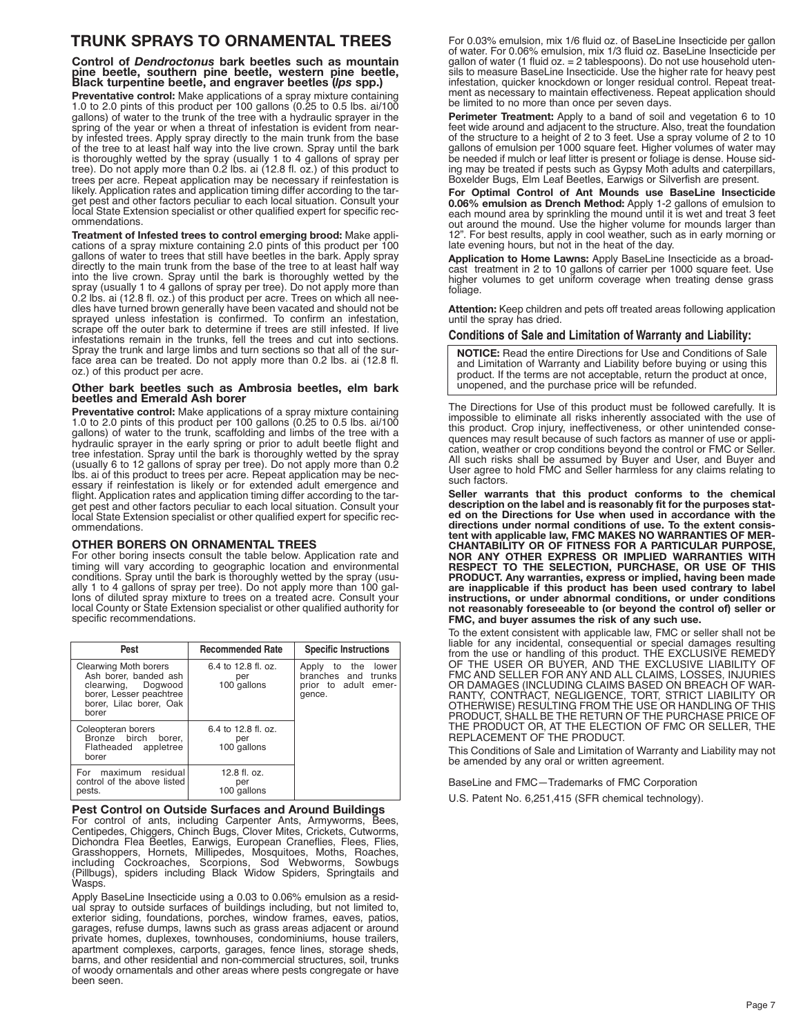# TRUNK SPRAYS TO ORNAMENTAL TREES

**Control of *Dendroctonus* bark beetles such as mountain pine beetle, southern pine beetle, western pine beetle, Black turpentine beetle, and engraver beetles (*Ips* spp.)**

**Preventative control:** Make applications of a spray mixture containing 1.0 to 2.0 pints of this product per 100 gallons (0.25 to 0.5 lbs. ai/100 gallons) of water to the trunk of the tree with a hydraulic sprayer in the spring of the year or when a threat of infestation is evident from nearby infested trees. Apply spray directly to the main trunk from the base of the tree to at least half way into the live crown. Spray until the bark is thoroughly wetted by the spray (usually 1 to 4 gallons of spray per tree). Do not apply more than 0.2 lbs. ai (12.8 fl. oz.) of this product to trees per acre. Repeat application may be necessary if reinfestation is likely. Application rates and application timing differ according to the target pest and other factors peculiar to each local situation. Consult your local State Extension specialist or other qualified expert for specific recommendations.

**Treatment of Infested trees to control emerging brood:** Make applications of a spray mixture containing 2.0 pints of this product per 100 gallons of water to trees that still have beetles in the bark. Apply spray directly to the main trunk from the base of the tree to at least half way into the live crown. Spray until the bark is thoroughly wetted by the spray (usually 1 to 4 gallons of spray per tree). Do not apply more than 0.2 lbs. ai (12.8 fl. oz.) of this product per acre. Trees on which all needles have turned brown generally have been vacated and should not be sprayed unless infestation is confirmed. To confirm an infestation, scrape off the outer bark to determine if trees are still infested. If live infestations remain in the trunks, fell the trees and cut into sections. Spray the trunk and large limbs and turn sections so that all of the surface area can be treated. Do not apply more than 0.2 lbs. ai (12.8 fl. oz.) of this product per acre.

### Other bark beetles such as Ambrosia beetles, elm bark beetles and Emerald Ash borer

**Preventative control:** Make applications of a spray mixture containing 1.0 to 2.0 pints of this product per 100 gallons (0.25 to 0.5 lbs. ai/100 gallons) of water to the trunk, scaffolding and limbs of the tree with a hydraulic sprayer in the early spring or prior to adult beetle flight and tree infestation. Spray until the bark is thoroughly wetted by the spray (usually 6 to 12 gallons of spray per tree). Do not apply more than 0.2 lbs. ai of this product to trees per acre. Repeat application may be necessary if reinfestation is likely or for extended adult emergence and flight. Application rates and application timing differ according to the target pest and other factors peculiar to each local situation. Consult your local State Extension specialist or other qualified expert for specific recommendations.

### OTHER BORERS ON ORNAMENTAL TREES

For other boring insects consult the table below. Application rate and timing will vary according to geographic location and environmental conditions. Spray until the bark is thoroughly wetted by the spray (usually 1 to 4 gallons of spray per tree). Do not apply more than 100 gallons of diluted spray mixture to trees on a treated acre. Consult your local County or State Extension specialist or other qualified authority for specific recommendations.

| Pest | Recommended Rate | Specific Instructions |
|---|---|---|
| Clearwing Moth borers Ash borer, banded ash clearwing, Dogwood borer, Lesser peachtree borer, Lilac borer, Oak borer | 6.4 to 12.8 fl. oz. per 100 gallons | Apply to the lower branches and trunks prior to adult emergence. |
| Coleopteran borers Bronze birch borer, Flatheaded appletree borer | 6.4 to 12.8 fl. oz. per 100 gallons | |
| For maximum residual control of the above listed pests. | 12.8 fl. oz. per 100 gallons | |

### Pest Control on Outside Surfaces and Around Buildings

For control of ants, including Carpenter Ants, Armyworms, Bees, Centipedes, Chiggers, Chinch Bugs, Clover Mites, Crickets, Cutworms, Dichondra Flea Beetles, Earwigs, European Craneflies, Flees, Flies, Grasshoppers, Hornets, Millipedes, Mosquitoes, Moths, Roaches, including Cockroaches, Scorpions, Sod Webworms, Sowbugs (Pillbugs), spiders including Black Widow Spiders, Springtails and Wasps.

Apply BaseLine Insecticide using a 0.03 to 0.06% emulsion as a residual spray to outside surfaces of buildings including, but not limited to, exterior siding, foundations, porches, window frames, eaves, patios, garages, refuse dumps, lawns such as grass areas adjacent or around private homes, duplexes, townhouses, condominiums, house trailers, apartment complexes, carports, garages, fence lines, storage sheds, barns, and other residential and non-commercial structures, soil, trunks of woody ornamentals and other areas where pests congregate or have been seen.

For 0.03% emulsion, mix 1/6 fluid oz. of BaseLine Insecticide per gallon of water. For 0.06% emulsion, mix 1/3 fluid oz. BaseLine Insecticide per gallon of water (1 fluid oz. = 2 tablespoons). Do not use household utensils to measure BaseLine Insecticide. Use the higher rate for heavy pest infestation, quicker knockdown or longer residual control. Repeat treatment as necessary to maintain effectiveness. Repeat application should be limited to no more than once per seven days.

**Perimeter Treatment:** Apply to a band of soil and vegetation 6 to 10 feet wide around and adjacent to the structure. Also, treat the foundation of the structure to a height of 2 to 3 feet. Use a spray volume of 2 to 10 gallons of emulsion per 1000 square feet. Higher volumes of water may be needed if mulch or leaf litter is present or foliage is dense. House siding may be treated if pests such as Gypsy Moth adults and caterpillars, Boxelder Bugs, Elm Leaf Beetles, Earwigs or Silverfish are present.

**For Optimal Control of Ant Mounds use BaseLine Insecticide 0.06% emulsion as Drench Method:** Apply 1-2 gallons of emulsion to each mound area by sprinkling the mound until it is wet and treat 3 feet out around the mound. Use the higher volume for mounds larger than 12". For best results, apply in cool weather, such as in early morning or late evening hours, but not in the heat of the day.

**Application to Home Lawns:** Apply BaseLine Insecticide as a broadcast treatment in 2 to 10 gallons of carrier per 1000 square feet. Use higher volumes to get uniform coverage when treating dense grass foliage.

**Attention:** Keep children and pets off treated areas following application until the spray has dried.

## Conditions of Sale and Limitation of Warranty and Liability:

**NOTICE:** Read the entire Directions for Use and Conditions of Sale and Limitation of Warranty and Liability before buying or using this product. If the terms are not acceptable, return the product at once, unopened, and the purchase price will be refunded.

The Directions for Use of this product must be followed carefully. It is impossible to eliminate all risks inherently associated with the use of this product. Crop injury, ineffectiveness, or other unintended consequences may result because of such factors as manner of use or application, weather or crop conditions beyond the control or FMC or Seller. All such risks shall be assumed by Buyer and User, and Buyer and User agree to hold FMC and Seller harmless for any claims relating to such factors.

**Seller warrants that this product conforms to the chemical description on the label and is reasonably fit for the purposes stated on the Directions for Use when used in accordance with the directions under normal conditions of use. To the extent consistent with applicable law, FMC MAKES NO WARRANTIES OF MERCHANTABILITY OR OF FITNESS FOR A PARTICULAR PURPOSE, NOR ANY OTHER EXPRESS OR IMPLIED WARRANTIES WITH RESPECT TO THE SELECTION, PURCHASE, OR USE OF THIS PRODUCT. Any warranties, express or implied, having been made are inapplicable if this product has been used contrary to label instructions, or under abnormal conditions, or under conditions not reasonably foreseeable to (or beyond the control of) seller or FMC, and buyer assumes the risk of any such use.**

To the extent consistent with applicable law, FMC or seller shall not be liable for any incidental, consequential or special damages resulting from the use or handling of this product. THE EXCLUSIVE REMEDY OF THE USER OR BUYER, AND THE EXCLUSIVE LIABILITY OF FMC AND SELLER FOR ANY AND ALL CLAIMS, LOSSES, INJURIES OR DAMAGES (INCLUDING CLAIMS BASED ON BREACH OF WARRANTY, CONTRACT, NEGLIGENCE, TORT, STRICT LIABILITY OR OTHERWISE) RESULTING FROM THE USE OR HANDLING OF THIS PRODUCT, SHALL BE THE RETURN OF THE PURCHASE PRICE OF THE PRODUCT OR, AT THE ELECTION OF FMC OR SELLER, THE REPLACEMENT OF THE PRODUCT.

This Conditions of Sale and Limitation of Warranty and Liability may not be amended by any oral or written agreement.

BaseLine and FMC—Trademarks of FMC Corporation

U.S. Patent No. 6,251,415 (SFR chemical technology).